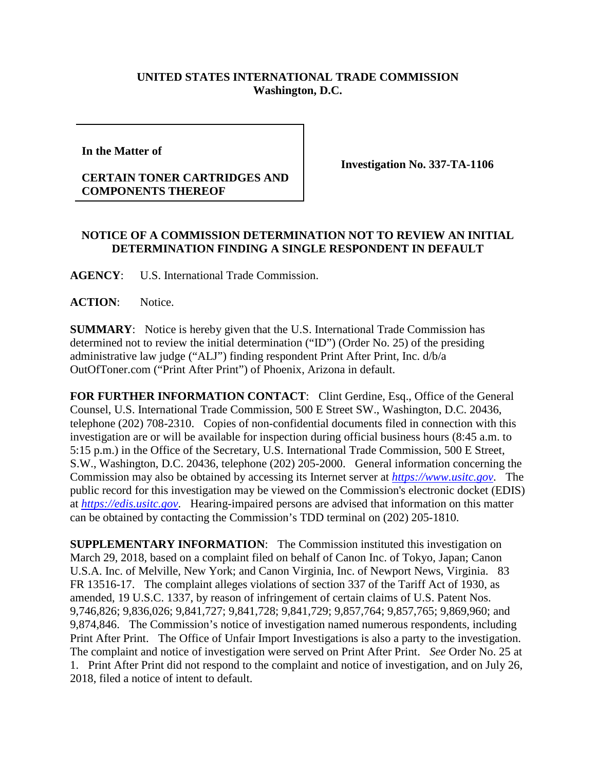**UNITED STATES INTERNATIONAL TRADE COMMISSION**
**Washington, D.C.**

| **In the Matter of** **CERTAIN TONER CARTRIDGES AND COMPONENTS THEREOF** | **Investigation No. 337-TA-1106** |
|---|---|

**NOTICE OF A COMMISSION DETERMINATION NOT TO REVIEW AN INITIAL DETERMINATION FINDING A SINGLE RESPONDENT IN DEFAULT**

**AGENCY**: U.S. International Trade Commission.

**ACTION**: Notice.

**SUMMARY**: Notice is hereby given that the U.S. International Trade Commission has determined not to review the initial determination ("ID") (Order No. 25) of the presiding administrative law judge ("ALJ") finding respondent Print After Print, Inc. d/b/a OutOfToner.com ("Print After Print") of Phoenix, Arizona in default.

**FOR FURTHER INFORMATION CONTACT**: Clint Gerdine, Esq., Office of the General Counsel, U.S. International Trade Commission, 500 E Street SW., Washington, D.C. 20436, telephone (202) 708-2310. Copies of non-confidential documents filed in connection with this investigation are or will be available for inspection during official business hours (8:45 a.m. to 5:15 p.m.) in the Office of the Secretary, U.S. International Trade Commission, 500 E Street, S.W., Washington, D.C. 20436, telephone (202) 205-2000. General information concerning the Commission may also be obtained by accessing its Internet server at *https://www.usitc.gov*. The public record for this investigation may be viewed on the Commission's electronic docket (EDIS) at *https://edis.usitc.gov*. Hearing-impaired persons are advised that information on this matter can be obtained by contacting the Commission's TDD terminal on (202) 205-1810.

**SUPPLEMENTARY INFORMATION**: The Commission instituted this investigation on March 29, 2018, based on a complaint filed on behalf of Canon Inc. of Tokyo, Japan; Canon U.S.A. Inc. of Melville, New York; and Canon Virginia, Inc. of Newport News, Virginia. 83 FR 13516-17. The complaint alleges violations of section 337 of the Tariff Act of 1930, as amended, 19 U.S.C. 1337, by reason of infringement of certain claims of U.S. Patent Nos. 9,746,826; 9,836,026; 9,841,727; 9,841,728; 9,841,729; 9,857,764; 9,857,765; 9,869,960; and 9,874,846. The Commission's notice of investigation named numerous respondents, including Print After Print. The Office of Unfair Import Investigations is also a party to the investigation. The complaint and notice of investigation were served on Print After Print. *See* Order No. 25 at 1. Print After Print did not respond to the complaint and notice of investigation, and on July 26, 2018, filed a notice of intent to default.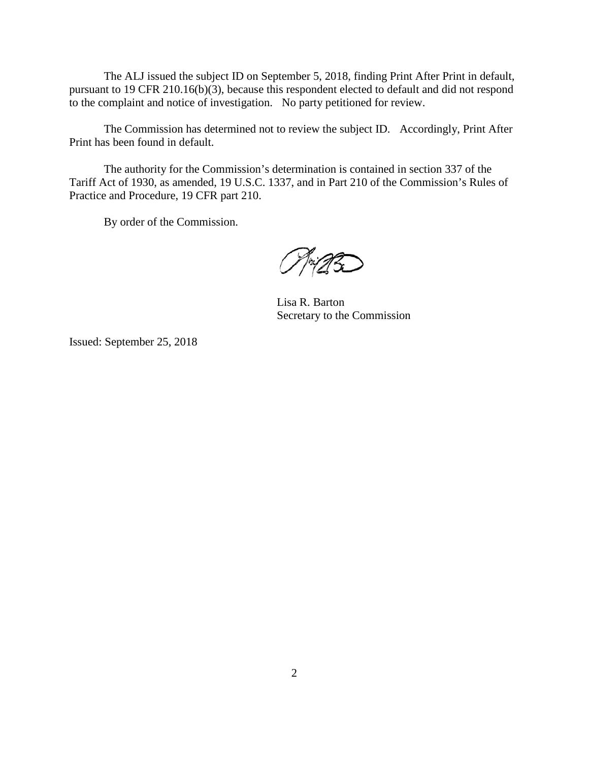The ALJ issued the subject ID on September 5, 2018, finding Print After Print in default, pursuant to 19 CFR 210.16(b)(3), because this respondent elected to default and did not respond to the complaint and notice of investigation. No party petitioned for review.

The Commission has determined not to review the subject ID. Accordingly, Print After Print has been found in default.

The authority for the Commission's determination is contained in section 337 of the Tariff Act of 1930, as amended, 19 U.S.C. 1337, and in Part 210 of the Commission's Rules of Practice and Procedure, 19 CFR part 210.

By order of the Commission.

Lisa R. Barton
Secretary to the Commission

Issued: September 25, 2018